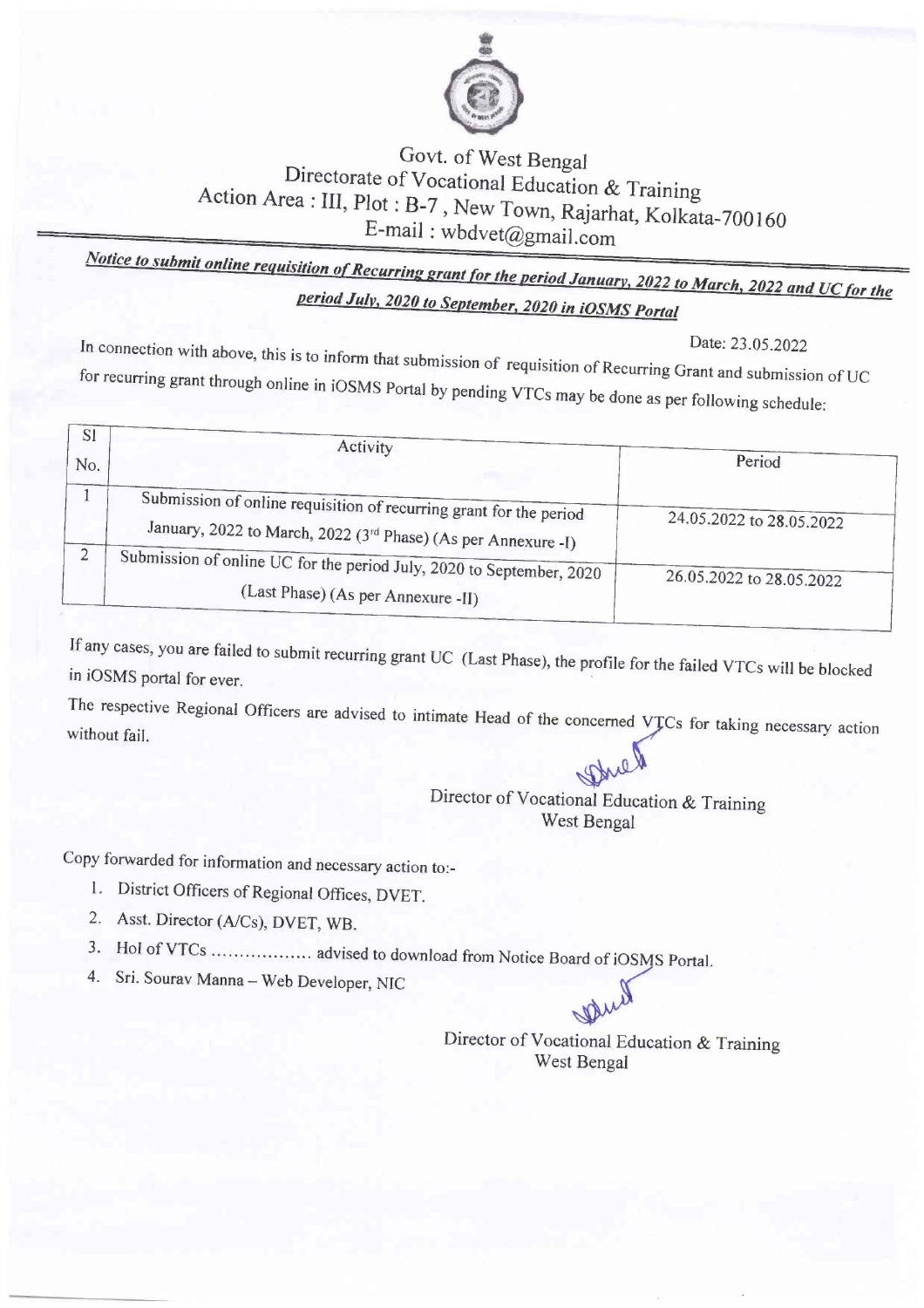Govt. of West Bengal
Directorate of Vocational Education & Training
Action Area : III, Plot : B-7 , New Town, Rajarhat, Kolkata-700160
E-mail : wbdvet@gmail.com

***Notice to submit online requisition of Recurring grant for the period January, 2022 to March, 2022 and UC for the period July, 2020 to September, 2020 in iOSMS Portal***

Date: 23.05.2022

In connection with above, this is to inform that submission of requisition of Recurring Grant and submission of UC for recurring grant through online in iOSMS Portal by pending VTCs may be done as per following schedule:

| Sl No. | Activity | Period |
|---|---|---|
| 1 | Submission of online requisition of recurring grant for the period January, 2022 to March, 2022 (3rd Phase) (As per Annexure -I) | 24.05.2022 to 28.05.2022 |
| 2 | Submission of online UC for the period July, 2020 to September, 2020 (Last Phase) (As per Annexure -II) | 26.05.2022 to 28.05.2022 |

If any cases, you are failed to submit recurring grant UC (Last Phase), the profile for the failed VTCs will be blocked in iOSMS portal for ever.

The respective Regional Officers are advised to intimate Head of the concerned VTCs for taking necessary action without fail.

Director of Vocational Education & Training
West Bengal

Copy forwarded for information and necessary action to:-

1. District Officers of Regional Offices, DVET.
2. Asst. Director (A/Cs), DVET, WB.
3. HoI of VTCs ……………… advised to download from Notice Board of iOSMS Portal.
4. Sri. Sourav Manna – Web Developer, NIC

Director of Vocational Education & Training
West Bengal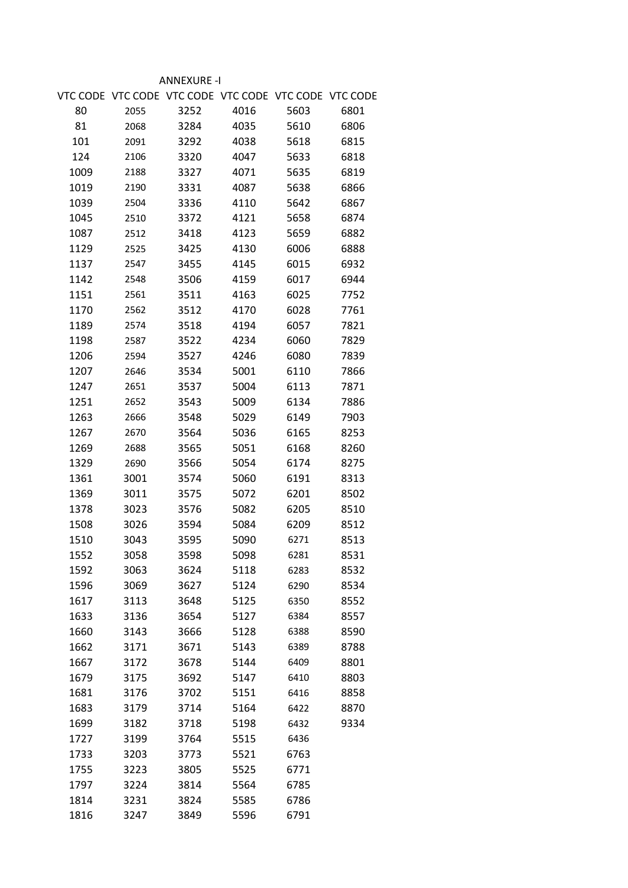ANNEXURE -I

| VTC CODE | VTC CODE | VTC CODE | VTC CODE | VTC CODE | VTC CODE |
|---|---|---|---|---|---|
| 80 | 2055 | 3252 | 4016 | 5603 | 6801 |
| 81 | 2068 | 3284 | 4035 | 5610 | 6806 |
| 101 | 2091 | 3292 | 4038 | 5618 | 6815 |
| 124 | 2106 | 3320 | 4047 | 5633 | 6818 |
| 1009 | 2188 | 3327 | 4071 | 5635 | 6819 |
| 1019 | 2190 | 3331 | 4087 | 5638 | 6866 |
| 1039 | 2504 | 3336 | 4110 | 5642 | 6867 |
| 1045 | 2510 | 3372 | 4121 | 5658 | 6874 |
| 1087 | 2512 | 3418 | 4123 | 5659 | 6882 |
| 1129 | 2525 | 3425 | 4130 | 6006 | 6888 |
| 1137 | 2547 | 3455 | 4145 | 6015 | 6932 |
| 1142 | 2548 | 3506 | 4159 | 6017 | 6944 |
| 1151 | 2561 | 3511 | 4163 | 6025 | 7752 |
| 1170 | 2562 | 3512 | 4170 | 6028 | 7761 |
| 1189 | 2574 | 3518 | 4194 | 6057 | 7821 |
| 1198 | 2587 | 3522 | 4234 | 6060 | 7829 |
| 1206 | 2594 | 3527 | 4246 | 6080 | 7839 |
| 1207 | 2646 | 3534 | 5001 | 6110 | 7866 |
| 1247 | 2651 | 3537 | 5004 | 6113 | 7871 |
| 1251 | 2652 | 3543 | 5009 | 6134 | 7886 |
| 1263 | 2666 | 3548 | 5029 | 6149 | 7903 |
| 1267 | 2670 | 3564 | 5036 | 6165 | 8253 |
| 1269 | 2688 | 3565 | 5051 | 6168 | 8260 |
| 1329 | 2690 | 3566 | 5054 | 6174 | 8275 |
| 1361 | 3001 | 3574 | 5060 | 6191 | 8313 |
| 1369 | 3011 | 3575 | 5072 | 6201 | 8502 |
| 1378 | 3023 | 3576 | 5082 | 6205 | 8510 |
| 1508 | 3026 | 3594 | 5084 | 6209 | 8512 |
| 1510 | 3043 | 3595 | 5090 | 6271 | 8513 |
| 1552 | 3058 | 3598 | 5098 | 6281 | 8531 |
| 1592 | 3063 | 3624 | 5118 | 6283 | 8532 |
| 1596 | 3069 | 3627 | 5124 | 6290 | 8534 |
| 1617 | 3113 | 3648 | 5125 | 6350 | 8552 |
| 1633 | 3136 | 3654 | 5127 | 6384 | 8557 |
| 1660 | 3143 | 3666 | 5128 | 6388 | 8590 |
| 1662 | 3171 | 3671 | 5143 | 6389 | 8788 |
| 1667 | 3172 | 3678 | 5144 | 6409 | 8801 |
| 1679 | 3175 | 3692 | 5147 | 6410 | 8803 |
| 1681 | 3176 | 3702 | 5151 | 6416 | 8858 |
| 1683 | 3179 | 3714 | 5164 | 6422 | 8870 |
| 1699 | 3182 | 3718 | 5198 | 6432 | 9334 |
| 1727 | 3199 | 3764 | 5515 | 6436 | |
| 1733 | 3203 | 3773 | 5521 | 6763 | |
| 1755 | 3223 | 3805 | 5525 | 6771 | |
| 1797 | 3224 | 3814 | 5564 | 6785 | |
| 1814 | 3231 | 3824 | 5585 | 6786 | |
| 1816 | 3247 | 3849 | 5596 | 6791 | |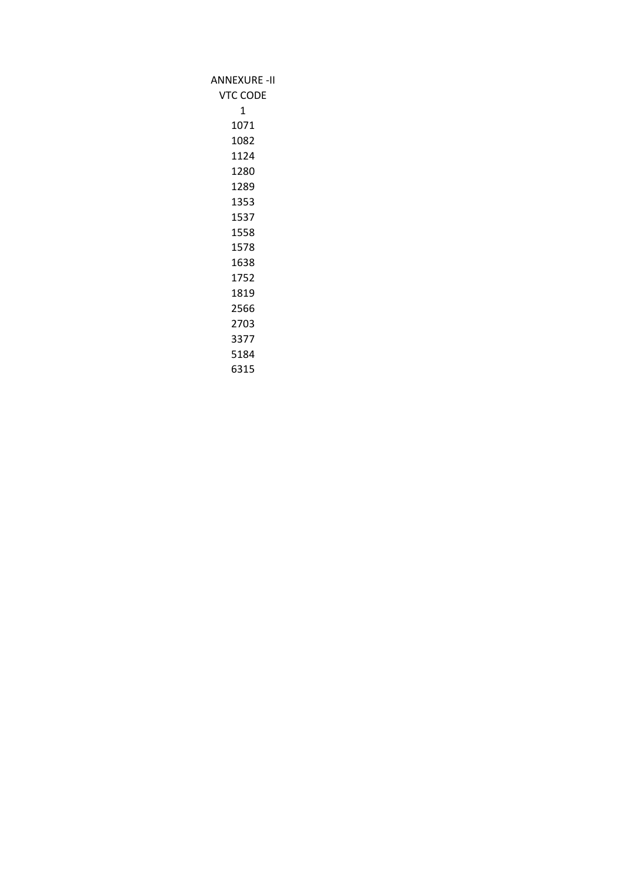ANNEXURE -II

| VTC CODE |
| --- |
| 1 |
| 1071 |
| 1082 |
| 1124 |
| 1280 |
| 1289 |
| 1353 |
| 1537 |
| 1558 |
| 1578 |
| 1638 |
| 1752 |
| 1819 |
| 2566 |
| 2703 |
| 3377 |
| 5184 |
| 6315 |